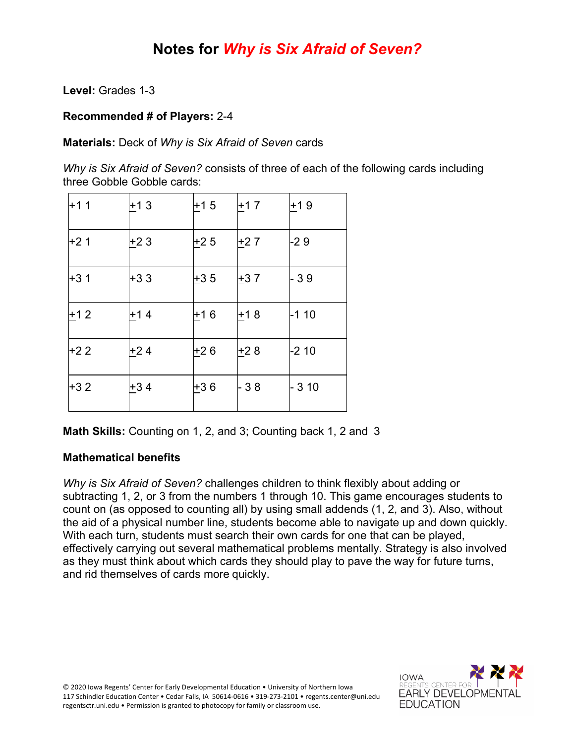# Notes for *Why is Six Afraid of Seven?*

**Level:** Grades 1-3

**Recommended # of Players:** 2-4

**Materials:** Deck of *Why is Six Afraid of Seven* cards

*Why is Six Afraid of Seven?* consists of three of each of the following cards including three Gobble Gobble cards:

| | | | | |
|---|---|---|---|---|
| +1 1 | ±1 3 | ±1 5 | ±1 7 | ±1 9 |
| +2 1 | ±2 3 | ±2 5 | ±2 7 | -2 9 |
| +3 1 | +3 3 | ±3 5 | ±3 7 | - 3 9 |
| ±1 2 | ±1 4 | ±1 6 | ±1 8 | -1 10 |
| +2 2 | ±2 4 | ±2 6 | ±2 8 | -2 10 |
| +3 2 | ±3 4 | ±3 6 | - 3 8 | - 3 10 |

**Math Skills:** Counting on 1, 2, and 3; Counting back 1, 2 and 3

**Mathematical benefits**

*Why is Six Afraid of Seven?* challenges children to think flexibly about adding or subtracting 1, 2, or 3 from the numbers 1 through 10. This game encourages students to count on (as opposed to counting all) by using small addends (1, 2, and 3). Also, without the aid of a physical number line, students become able to navigate up and down quickly. With each turn, students must search their own cards for one that can be played, effectively carrying out several mathematical problems mentally. Strategy is also involved as they must think about which cards they should play to pave the way for future turns, and rid themselves of cards more quickly.

© 2020 Iowa Regents' Center for Early Developmental Education • University of Northern Iowa
117 Schindler Education Center • Cedar Falls, IA 50614-0616 • 319-273-2101 • regents.center@uni.edu
regentsctr.uni.edu • Permission is granted to photocopy for family or classroom use.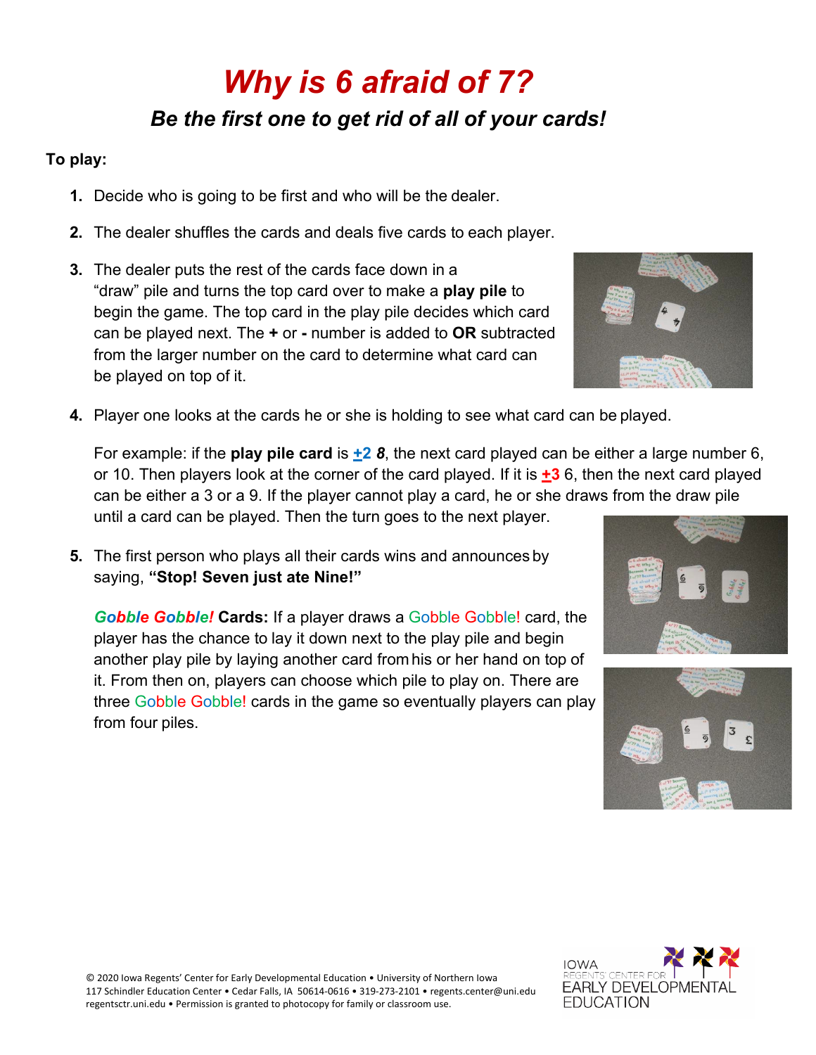# *Why is 6 afraid of 7?*

## *Be the first one to get rid of all of your cards!*

**To play:**

1. Decide who is going to be first and who will be the dealer.
2. The dealer shuffles the cards and deals five cards to each player.
3. The dealer puts the rest of the cards face down in a "draw" pile and turns the top card over to make a **play pile** to begin the game. The top card in the play pile decides which card can be played next. The **+** or **-** number is added to **OR** subtracted from the larger number on the card to determine what card can be played on top of it.
4. Player one looks at the cards he or she is holding to see what card can be played.

   For example: if the **play pile card** is **±2** ***8***, the next card played can be either a large number 6, or 10. Then players look at the corner of the card played. If it is **±3** 6, then the next card played can be either a 3 or a 9. If the player cannot play a card, he or she draws from the draw pile until a card can be played. Then the turn goes to the next player.

5. The first person who plays all their cards wins and announces by saying, **"Stop! Seven just ate Nine!"**

   ***Gobble Gobble!*** **Cards:** If a player draws a Gobble Gobble! card, the player has the chance to lay it down next to the play pile and begin another play pile by laying another card from his or her hand on top of it. From then on, players can choose which pile to play on. There are three Gobble Gobble! cards in the game so eventually players can play from four piles.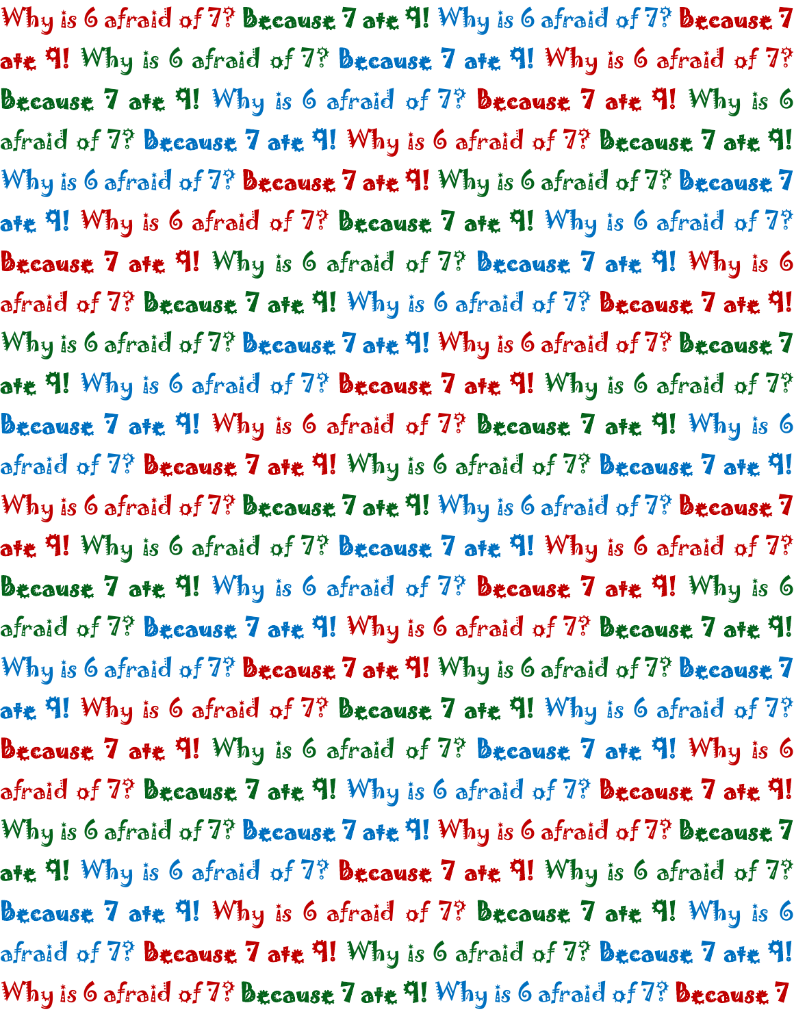Why is 6 afraid of 7? Because 7 ate 9! Why is 6 afraid of 7? Because 7 ate 9! Why is 6 afraid of 7? Because 7 ate 9! Why is 6 afraid of 7? Because 7 ate 9! Why is 6 afraid of 7? Because 7 ate 9! Why is 6 afraid of 7? Because 7 ate 9! Why is 6 afraid of 7? Because 7 ate 9! Why is 6 afraid of 7? Because 7 ate 9! Why is 6 afraid of 7? Because 7 ate 9! Why is 6 afraid of 7? Because 7 ate 9! Why is 6 afraid of 7? Because 7 ate 9! Why is 6 afraid of 7? Because 7 ate 9! Why is 6 afraid of 7? Because 7 ate 9! Why is 6 afraid of 7? Because 7 ate 9! Why is 6 afraid of 7? Because 7 ate 9! Why is 6 afraid of 7? Because 7 ate 9! Why is 6 afraid of 7? Because 7 ate 9! Why is 6 afraid of 7? Because 7 ate 9! Why is 6 afraid of 7? Because 7 ate 9! Why is 6 afraid of 7? Because 7 ate 9! Why is 6 afraid of 7? Because 7 ate 9! Why is 6 afraid of 7? Because 7 ate 9! Why is 6 afraid of 7? Because 7 ate 9! Why is 6 afraid of 7? Because 7 ate 9! Why is 6 afraid of 7? Because 7 ate 9! Why is 6 afraid of 7? Because 7 ate 9! Why is 6 afraid of 7? Because 7 ate 9! Why is 6 afraid of 7? Because 7 ate 9! Why is 6 afraid of 7? Because 7 ate 9! Why is 6 afraid of 7? Because 7 ate 9! Why is 6 afraid of 7? Because 7 ate 9! Why is 6 afraid of 7? Because 7 ate 9! Why is 6 afraid of 7? Because 7 ate 9! Why is 6 afraid of 7? Because 7 ate 9! Why is 6 afraid of 7? Because 7 ate 9! Why is 6 afraid of 7? Because 7 ate 9! Why is 6 afraid of 7? Because 7 ate 9! Why is 6 afraid of 7? Because 7 ate 9! Why is 6 afraid of 7? Because 7 ate 9! Why is 6 afraid of 7? Because 7 ate 9! Why is 6 afraid of 7? Because 7 ate 9! Why is 6 afraid of 7? Because 7 ate 9! Why is 6 afraid of 7? Because 7 ate 9! Why is 6 afraid of 7? Because 7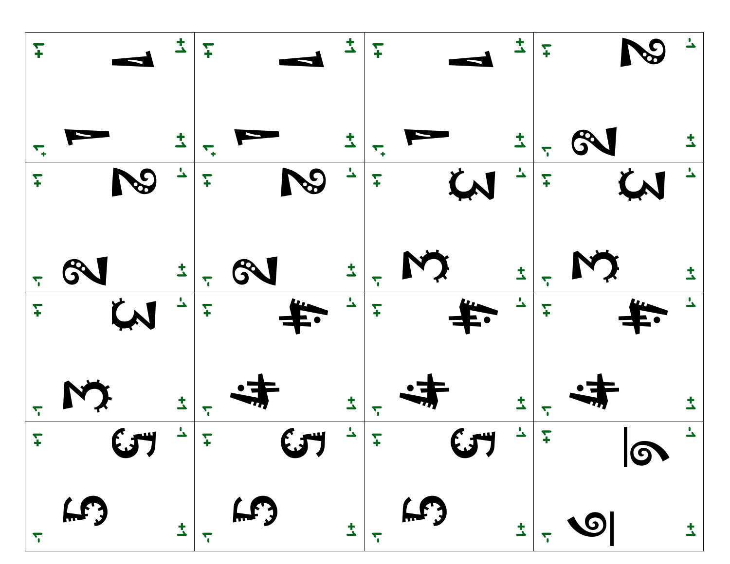| | | | |
|---|---|---|---|
| 1 | 1 | 1 | 2 |
| 2 | 2 | 3 | 3 |
| 3 | 4 | 4 | 4 |
| 5 | 5 | 5 | 6 |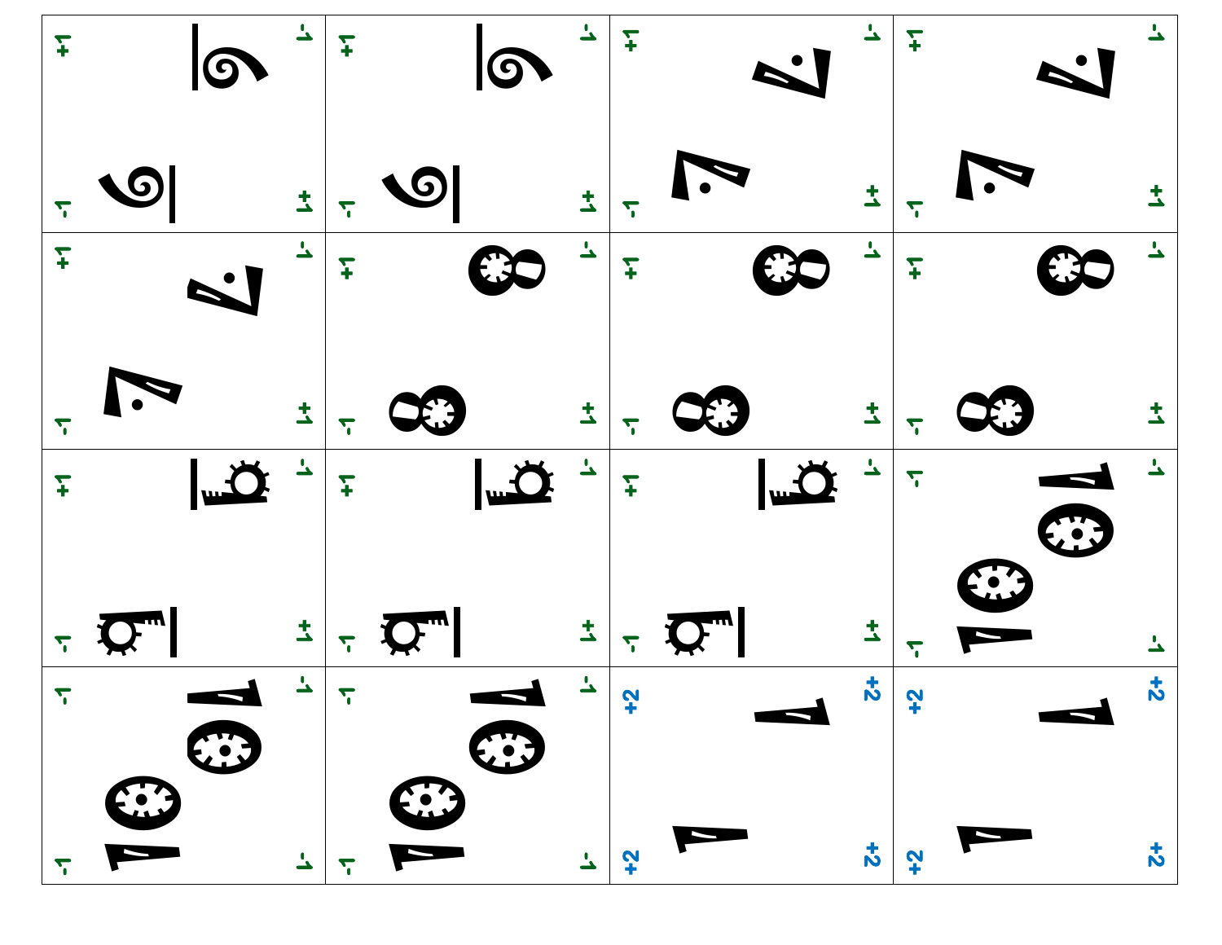| | | | |
|---|---|---|---|
| 6 +1 -1 | 6 +1 -1 | 7 +1 -1 | 7 +1 -1 |
| 7 +1 -1 | 8 +1 -1 | 8 +1 -1 | 8 +1 -1 |
| 9 +1 -1 | 9 +1 -1 | 9 +1 -1 | 10 -1 -1 |
| 10 -1 -1 | 10 -1 -1 | 1 +2 +2 | 1 +2 +2 |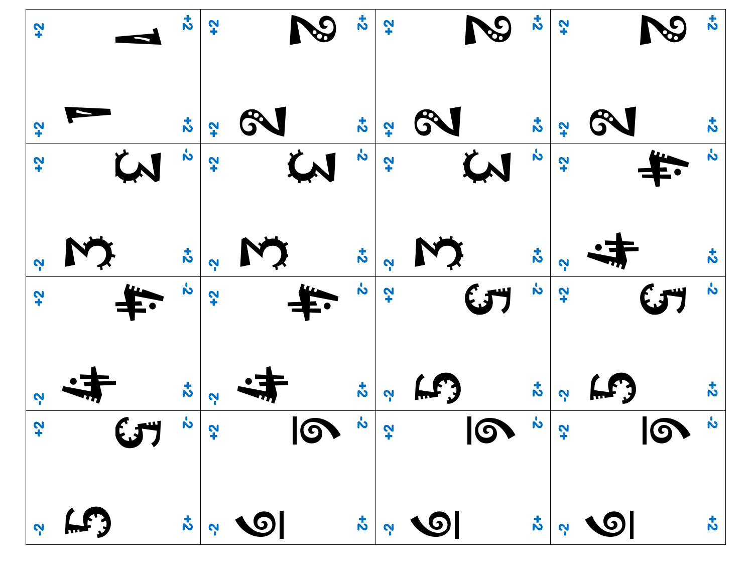| | | | |
|---|---|---|---|
| +2 +2 1 +2 +2 | +2 +2 2 +2 +2 | +2 +2 2 +2 +2 | +2 +2 2 +2 +2 |
| +2 -2 3 -2 +2 | +2 -2 3 -2 +2 | +2 -2 3 -2 +2 | +2 -2 4 -2 +2 |
| +2 -2 4 -2 +2 | +2 -2 4 -2 +2 | +2 -2 5 -2 +2 | +2 -2 5 -2 +2 |
| +2 -2 5 -2 +2 | +2 -2 6 -2 +2 | +2 -2 6 -2 +2 | +2 -2 6 -2 +2 |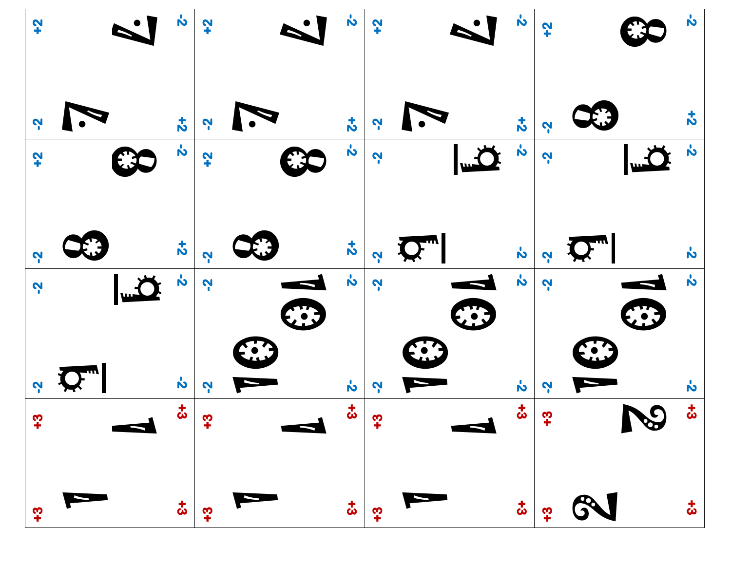| | | | |
|---|---|---|---|
| +2 7 -2 / -2 7 +2 | +2 7 -2 / -2 7 +2 | +2 7 -2 / -2 7 +2 | +2 8 -2 / -2 8 +2 |
| +2 8 -2 / -2 8 +2 | +2 8 -2 / -2 8 +2 | -2 9 -2 / -2 9 -2 | -2 9 -2 / -2 9 -2 |
| -2 9 -2 / -2 9 -2 | -2 10 -2 / -2 10 -2 | -2 10 -2 / -2 10 -2 | -2 10 -2 / -2 10 -2 |
| +3 1 +3 / +3 1 +3 | +3 1 +3 / +3 1 +3 | +3 1 +3 / +3 1 +3 | +3 2 +3 / +3 2 +3 |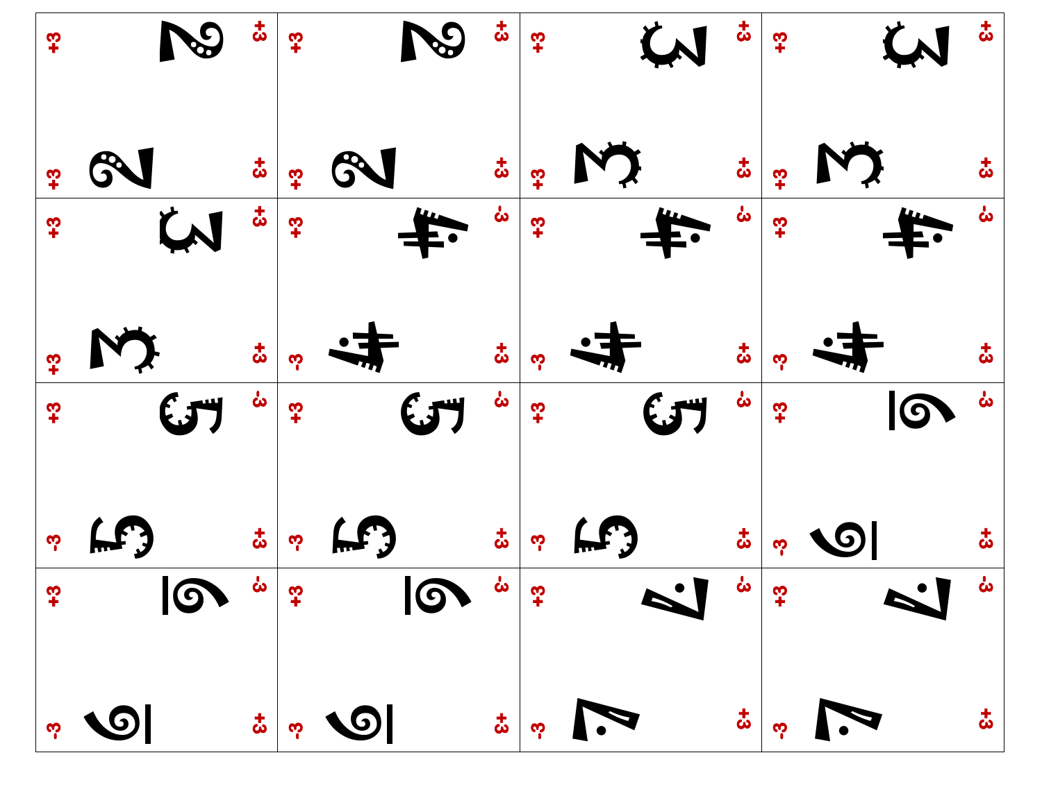| | | | |
|---|---|---|---|
| 2 | 2 | 3 | 3 |
| 3 | 4 | 4 | 4 |
| 5 | 5 | 5 | 6 |
| 6 | 6 | 7 | 7 |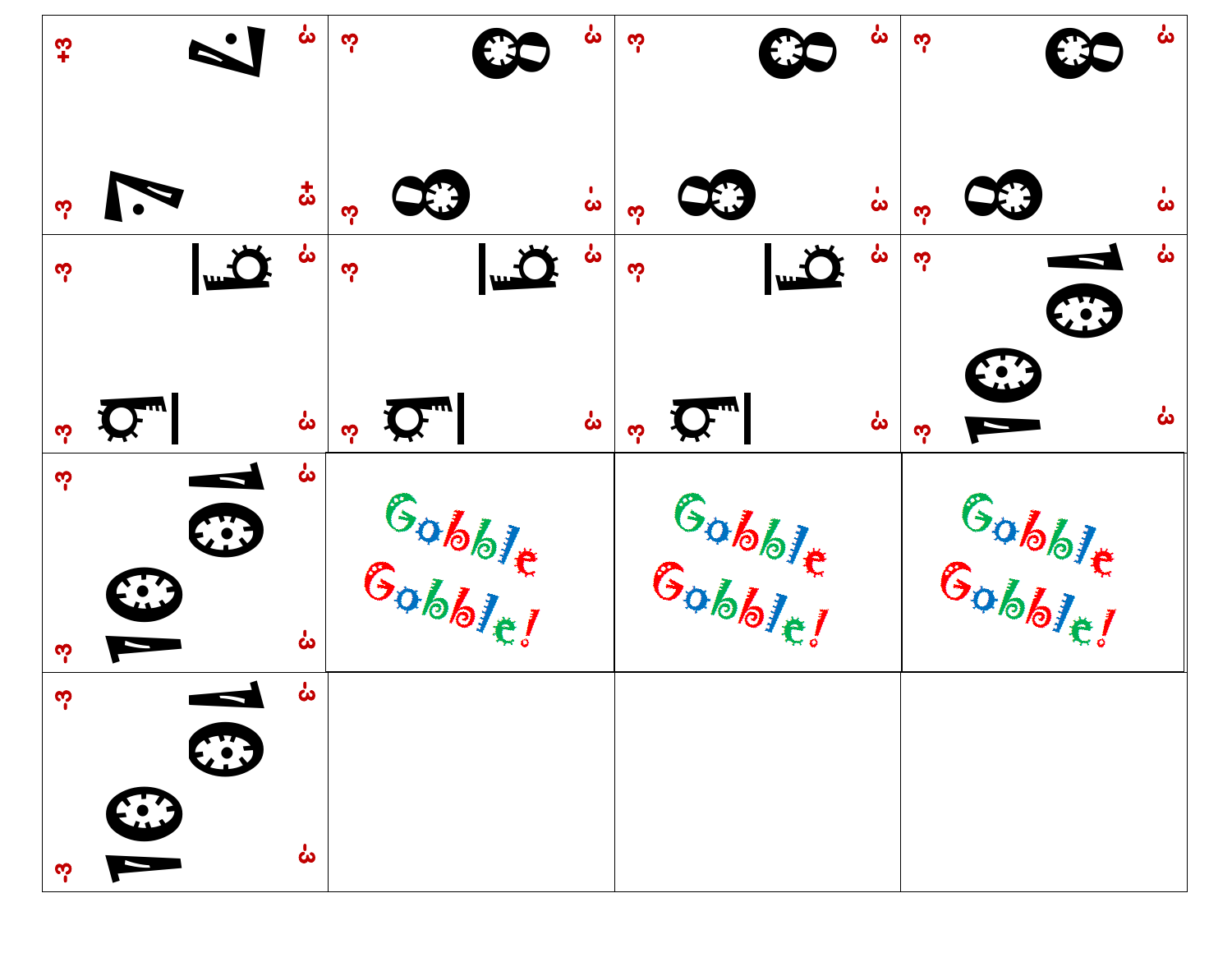| | | | |
|---|---|---|---|
| +3 7 -3 -3 7 +3 | -3 8 -3 -3 8 -3 | -3 8 -3 -3 8 -3 | -3 8 -3 -3 8 -3 |
| -3 9 -3 -3 9 -3 | -3 9 -3 -3 9 -3 | -3 9 -3 -3 9 -3 | -3 10 -3 -3 10 -3 |
| -3 10 -3 -3 10 -3 | Gobble Gobble! | Gobble Gobble! | Gobble Gobble! |
| -3 10 -3 -3 10 -3 | | | |